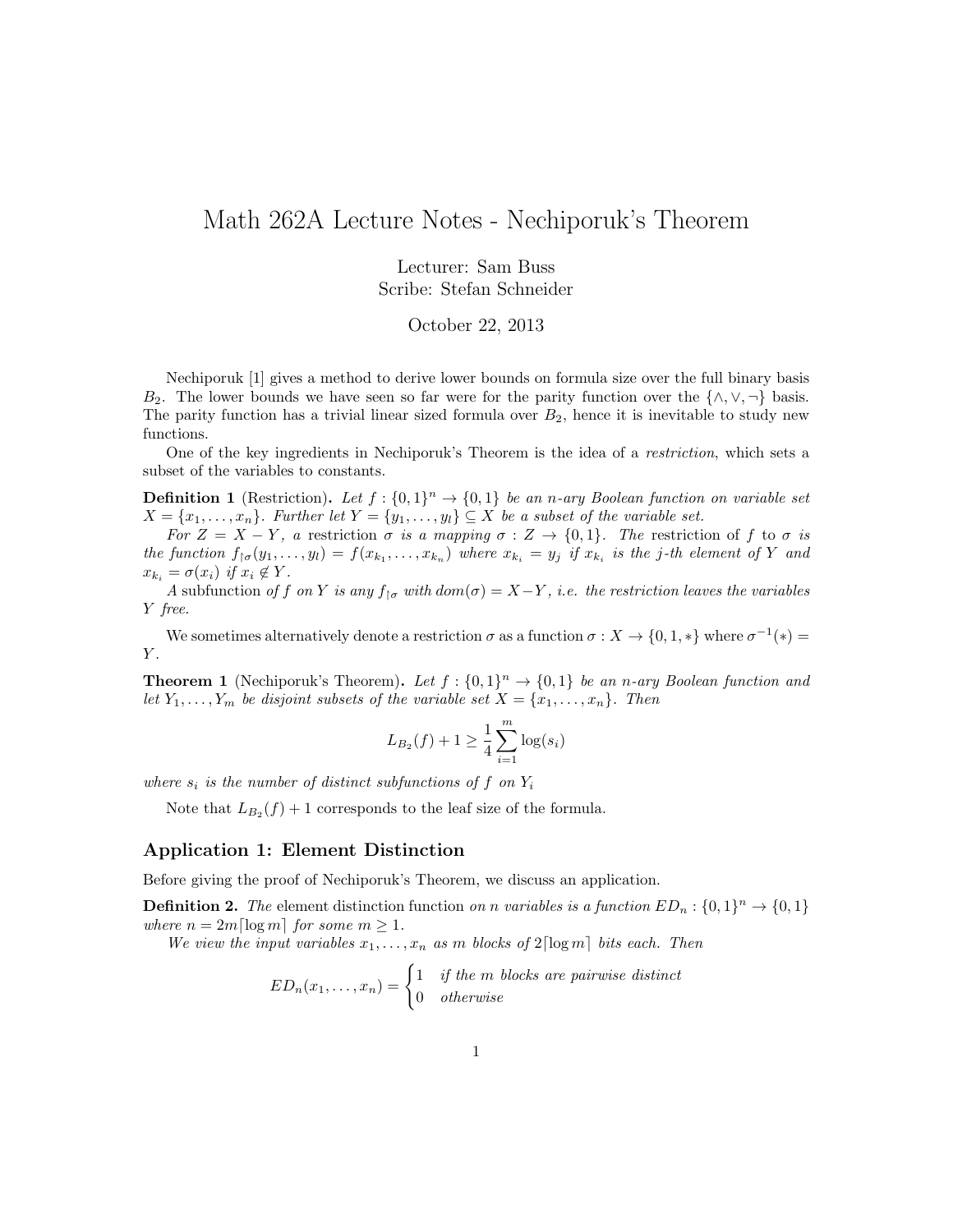# Math 262A Lecture Notes - Nechiporuk's Theorem

Lecturer: Sam Buss
Scribe: Stefan Schneider

October 22, 2013

Nechiporuk [1] gives a method to derive lower bounds on formula size over the full binary basis $B_2$. The lower bounds we have seen so far were for the parity function over the $\{\wedge, \vee, \neg\}$ basis. The parity function has a trivial linear sized formula over $B_2$, hence it is inevitable to study new functions.

One of the key ingredients in Nechiporuk's Theorem is the idea of a *restriction*, which sets a subset of the variables to constants.

**Definition 1** (Restriction)**.** *Let $f : \{0,1\}^n \to \{0,1\}$ be an $n$-ary Boolean function on variable set $X = \{x_1, \ldots, x_n\}$. Further let $Y = \{y_1, \ldots, y_l\} \subseteq X$ be a subset of the variable set.*

*For $Z = X - Y$, a restriction $\sigma$ is a mapping $\sigma : Z \to \{0,1\}$. The restriction of $f$ to $\sigma$ is the function $f_{\upharpoonright\sigma}(y_1, \ldots, y_l) = f(x_{k_1}, \ldots, x_{k_n})$ where $x_{k_i} = y_j$ if $x_{k_i}$ is the $j$-th element of $Y$ and $x_{k_i} = \sigma(x_i)$ if $x_i \notin Y$.*

*A* subfunction *of $f$ on $Y$ is any $f_{\upharpoonright\sigma}$ with $dom(\sigma) = X - Y$, i.e. the restriction leaves the variables $Y$ free.*

We sometimes alternatively denote a restriction $\sigma$ as a function $\sigma : X \to \{0, 1, *\}$ where $\sigma^{-1}(*) = Y$.

**Theorem 1** (Nechiporuk's Theorem)**.** *Let $f : \{0,1\}^n \to \{0,1\}$ be an $n$-ary Boolean function and let $Y_1, \ldots, Y_m$ be disjoint subsets of the variable set $X = \{x_1, \ldots, x_n\}$. Then*

$$L_{B_2}(f) + 1 \geq \frac{1}{4} \sum_{i=1}^{m} \log(s_i)$$

*where $s_i$ is the number of distinct subfunctions of $f$ on $Y_i$*

Note that $L_{B_2}(f) + 1$ corresponds to the leaf size of the formula.

### Application 1: Element Distinction

Before giving the proof of Nechiporuk's Theorem, we discuss an application.

**Definition 2.** *The* element distinction function *on $n$ variables is a function $ED_n : \{0,1\}^n \to \{0,1\}$ where $n = 2m\lceil \log m \rceil$ for some $m \geq 1$.*

*We view the input variables $x_1, \ldots, x_n$ as $m$ blocks of $2\lceil \log m \rceil$ bits each. Then*

$$ED_n(x_1, \ldots, x_n) = \begin{cases} 1 & \text{if the } m \text{ blocks are pairwise distinct} \\ 0 & \text{otherwise} \end{cases}$$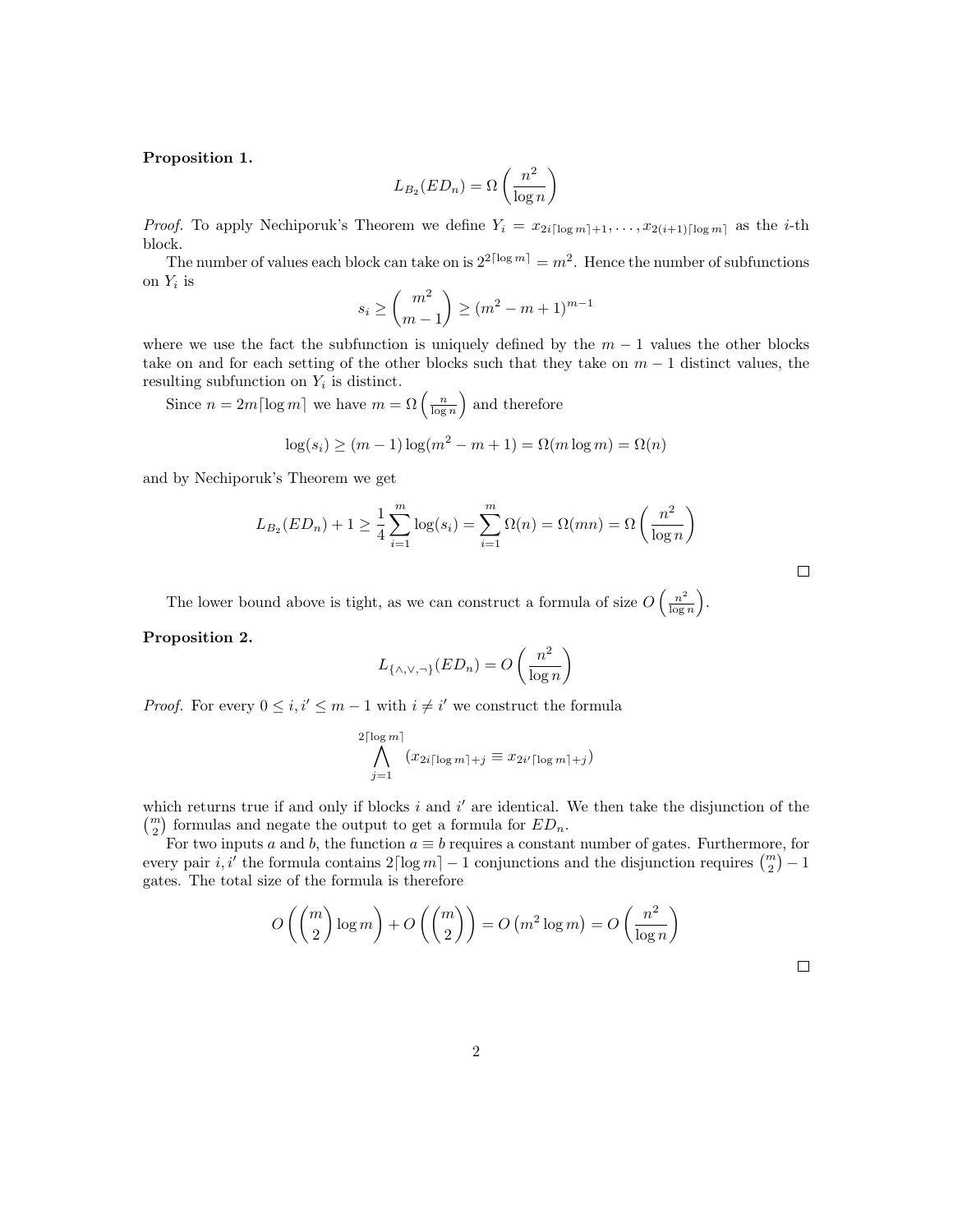**Proposition 1.**

$$L_{B_2}(ED_n) = \Omega\left(\frac{n^2}{\log n}\right)$$

*Proof.* To apply Nechiporuk's Theorem we define $Y_i = x_{2i\lceil \log m \rceil + 1}, \ldots, x_{2(i+1)\lceil \log m \rceil}$ as the $i$-th block.

The number of values each block can take on is $2^{2\lceil \log m \rceil} = m^2$. Hence the number of subfunctions on $Y_i$ is

$$s_i \geq \binom{m^2}{m-1} \geq (m^2 - m + 1)^{m-1}$$

where we use the fact the subfunction is uniquely defined by the $m-1$ values the other blocks take on and for each setting of the other blocks such that they take on $m-1$ distinct values, the resulting subfunction on $Y_i$ is distinct.

Since $n = 2m\lceil \log m \rceil$ we have $m = \Omega\left(\frac{n}{\log n}\right)$ and therefore

$$\log(s_i) \geq (m-1)\log(m^2 - m + 1) = \Omega(m \log m) = \Omega(n)$$

and by Nechiporuk's Theorem we get

$$L_{B_2}(ED_n) + 1 \geq \frac{1}{4}\sum_{i=1}^{m} \log(s_i) = \sum_{i=1}^{m} \Omega(n) = \Omega(mn) = \Omega\left(\frac{n^2}{\log n}\right)$$

□

The lower bound above is tight, as we can construct a formula of size $O\left(\frac{n^2}{\log n}\right)$.

**Proposition 2.**

$$L_{\{\wedge,\vee,\neg\}}(ED_n) = O\left(\frac{n^2}{\log n}\right)$$

*Proof.* For every $0 \leq i, i' \leq m-1$ with $i \neq i'$ we construct the formula

$$\bigwedge_{j=1}^{2\lceil \log m \rceil} (x_{2i\lceil \log m \rceil + j} \equiv x_{2i'\lceil \log m \rceil + j})$$

which returns true if and only if blocks $i$ and $i'$ are identical. We then take the disjunction of the $\binom{m}{2}$ formulas and negate the output to get a formula for $ED_n$.

For two inputs $a$ and $b$, the function $a \equiv b$ requires a constant number of gates. Furthermore, for every pair $i, i'$ the formula contains $2\lceil \log m \rceil - 1$ conjunctions and the disjunction requires $\binom{m}{2} - 1$ gates. The total size of the formula is therefore

$$O\left(\binom{m}{2}\log m\right) + O\left(\binom{m}{2}\right) = O\left(m^2 \log m\right) = O\left(\frac{n^2}{\log n}\right)$$

□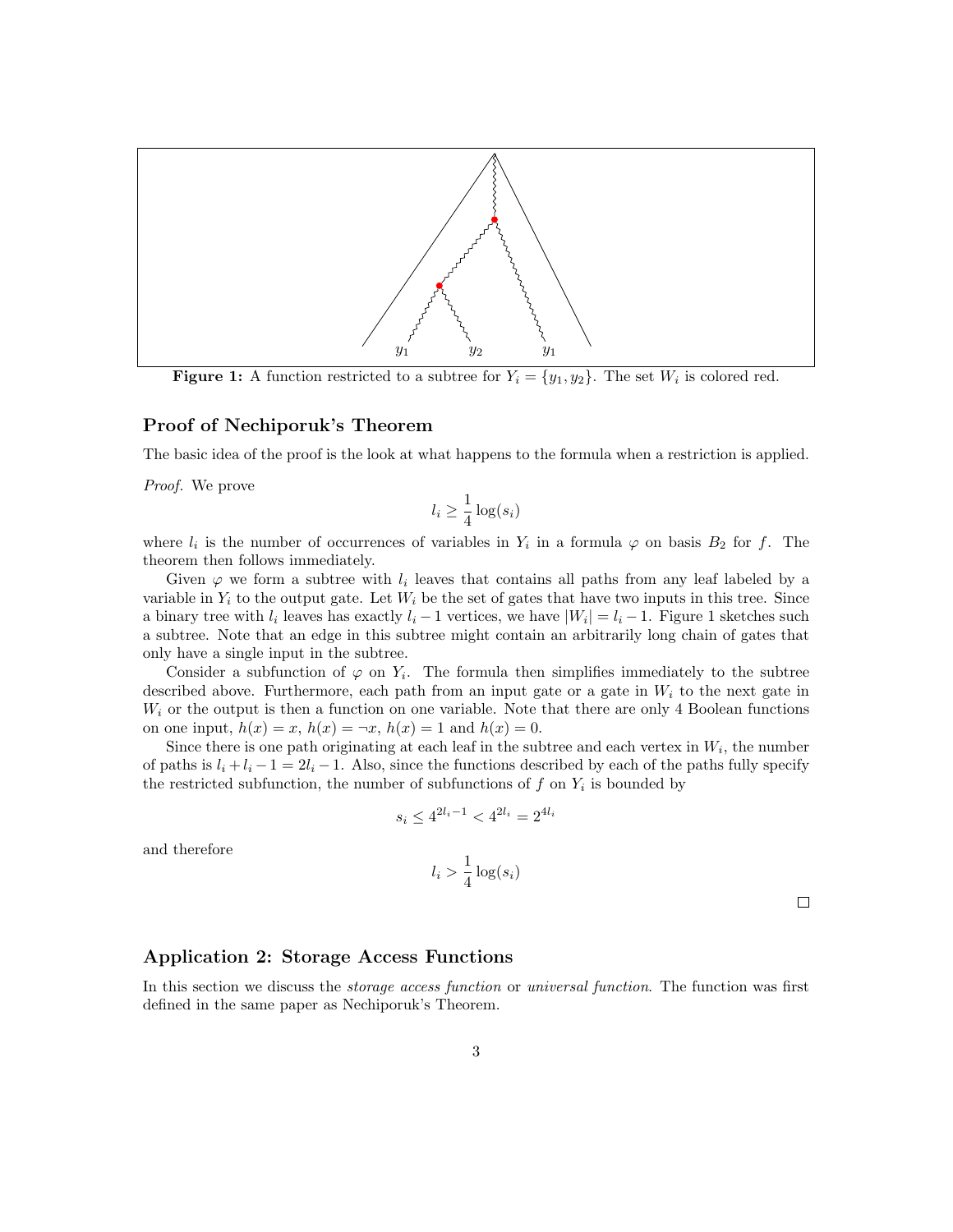**Figure 1:** A function restricted to a subtree for $Y_i = \{y_1, y_2\}$. The set $W_i$ is colored red.

### Proof of Nechiporuk's Theorem

The basic idea of the proof is the look at what happens to the formula when a restriction is applied.

*Proof.* We prove

$$l_i \geq \frac{1}{4}\log(s_i)$$

where $l_i$ is the number of occurrences of variables in $Y_i$ in a formula $\varphi$ on basis $B_2$ for $f$. The theorem then follows immediately.

Given $\varphi$ we form a subtree with $l_i$ leaves that contains all paths from any leaf labeled by a variable in $Y_i$ to the output gate. Let $W_i$ be the set of gates that have two inputs in this tree. Since a binary tree with $l_i$ leaves has exactly $l_i - 1$ vertices, we have $|W_i| = l_i - 1$. Figure 1 sketches such a subtree. Note that an edge in this subtree might contain an arbitrarily long chain of gates that only have a single input in the subtree.

Consider a subfunction of $\varphi$ on $Y_i$. The formula then simplifies immediately to the subtree described above. Furthermore, each path from an input gate or a gate in $W_i$ to the next gate in $W_i$ or the output is then a function on one variable. Note that there are only 4 Boolean functions on one input, $h(x) = x$, $h(x) = \neg x$, $h(x) = 1$ and $h(x) = 0$.

Since there is one path originating at each leaf in the subtree and each vertex in $W_i$, the number of paths is $l_i + l_i - 1 = 2l_i - 1$. Also, since the functions described by each of the paths fully specify the restricted subfunction, the number of subfunctions of $f$ on $Y_i$ is bounded by

$$s_i \leq 4^{2l_i - 1} < 4^{2l_i} = 2^{4l_i}$$

and therefore

$$l_i > \frac{1}{4}\log(s_i)$$

□

### Application 2: Storage Access Functions

In this section we discuss the *storage access function* or *universal function*. The function was first defined in the same paper as Nechiporuk's Theorem.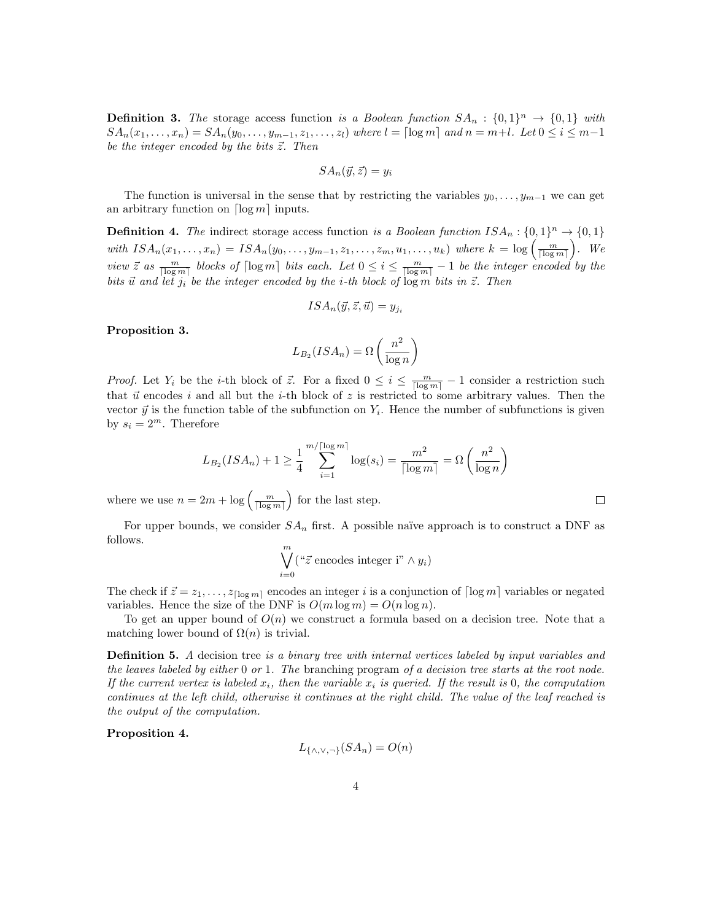**Definition 3.** *The* storage access function *is a Boolean function* $SA_n : \{0,1\}^n \to \{0,1\}$ *with* $SA_n(x_1, \dots, x_n) = SA_n(y_0, \dots, y_{m-1}, z_1, \dots, z_l)$ *where* $l = \lceil \log m \rceil$ *and* $n = m + l$. *Let* $0 \le i \le m-1$ *be the integer encoded by the bits* $\vec{z}$. *Then*

$$SA_n(\vec{y}, \vec{z}) = y_i$$

The function is universal in the sense that by restricting the variables $y_0, \dots, y_{m-1}$ we can get an arbitrary function on $\lceil \log m \rceil$ inputs.

**Definition 4.** *The* indirect storage access function *is a Boolean function* $ISA_n : \{0,1\}^n \to \{0,1\}$ *with* $ISA_n(x_1, \dots, x_n) = ISA_n(y_0, \dots, y_{m-1}, z_1, \dots, z_m, u_1, \dots, u_k)$ *where* $k = \log\left(\frac{m}{\lceil \log m \rceil}\right)$. *We view* $\vec{z}$ *as* $\frac{m}{\lceil \log m \rceil}$ *blocks of* $\lceil \log m \rceil$ *bits each. Let* $0 \le i \le \frac{m}{\lceil \log m \rceil} - 1$ *be the integer encoded by the bits* $\vec{u}$ *and let* $j_i$ *be the integer encoded by the i-th block of* $\log m$ *bits in* $\vec{z}$. *Then*

$$ISA_n(\vec{y}, \vec{z}, \vec{u}) = y_{j_i}$$

**Proposition 3.**

$$L_{B_2}(ISA_n) = \Omega\left(\frac{n^2}{\log n}\right)$$

*Proof.* Let $Y_i$ be the $i$-th block of $\vec{z}$. For a fixed $0 \le i \le \frac{m}{\lceil \log m \rceil} - 1$ consider a restriction such that $\vec{u}$ encodes $i$ and all but the $i$-th block of $z$ is restricted to some arbitrary values. Then the vector $\vec{y}$ is the function table of the subfunction on $Y_i$. Hence the number of subfunctions is given by $s_i = 2^m$. Therefore

$$L_{B_2}(ISA_n) + 1 \ge \frac{1}{4} \sum_{i=1}^{m/\lceil \log m \rceil} \log(s_i) = \frac{m^2}{\lceil \log m \rceil} = \Omega\left(\frac{n^2}{\log n}\right)$$

where we use $n = 2m + \log\left(\frac{m}{\lceil \log m \rceil}\right)$ for the last step. $\square$

For upper bounds, we consider $SA_n$ first. A possible naïve approach is to construct a DNF as follows.

$$\bigvee_{i=0}^{m} (\text{“}\vec{z} \text{ encodes integer i”} \wedge y_i)$$

The check if $\vec{z} = z_1, \dots, z_{\lceil \log m \rceil}$ encodes an integer $i$ is a conjunction of $\lceil \log m \rceil$ variables or negated variables. Hence the size of the DNF is $O(m \log m) = O(n \log n)$.

To get an upper bound of $O(n)$ we construct a formula based on a decision tree. Note that a matching lower bound of $\Omega(n)$ is trivial.

**Definition 5.** *A* decision tree *is a binary tree with internal vertices labeled by input variables and the leaves labeled by either* 0 *or* 1. *The* branching program *of a decision tree starts at the root node. If the current vertex is labeled* $x_i$, *then the variable* $x_i$ *is queried. If the result is* 0, *the computation continues at the left child, otherwise it continues at the right child. The value of the leaf reached is the output of the computation.*

**Proposition 4.**

$$L_{\{\wedge,\vee,\neg\}}(SA_n) = O(n)$$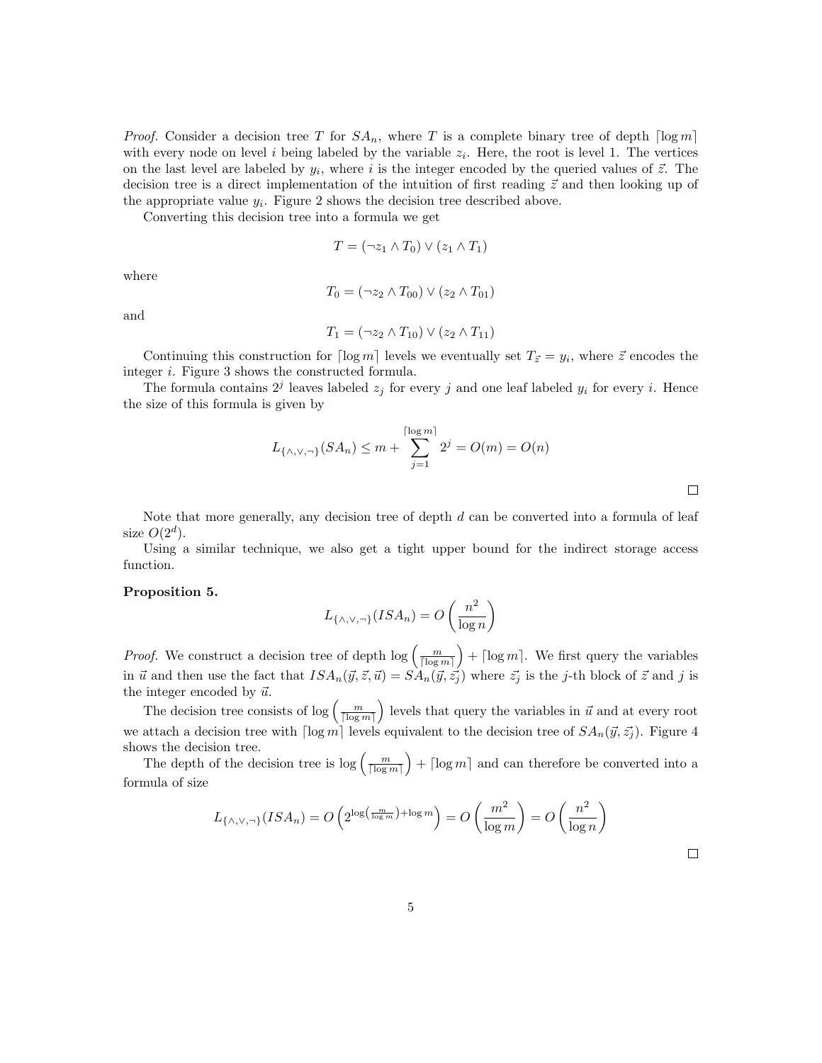*Proof.* Consider a decision tree $T$ for $SA_n$, where $T$ is a complete binary tree of depth $\lceil \log m \rceil$ with every node on level $i$ being labeled by the variable $z_i$. Here, the root is level 1. The vertices on the last level are labeled by $y_i$, where $i$ is the integer encoded by the queried values of $\vec{z}$. The decision tree is a direct implementation of the intuition of first reading $\vec{z}$ and then looking up of the appropriate value $y_i$. Figure 2 shows the decision tree described above.

Converting this decision tree into a formula we get

$$T = (\neg z_1 \wedge T_0) \vee (z_1 \wedge T_1)$$

where

$$T_0 = (\neg z_2 \wedge T_{00}) \vee (z_2 \wedge T_{01})$$

and

$$T_1 = (\neg z_2 \wedge T_{10}) \vee (z_2 \wedge T_{11})$$

Continuing this construction for $\lceil \log m \rceil$ levels we eventually set $T_{\vec{z}} = y_i$, where $\vec{z}$ encodes the integer $i$. Figure 3 shows the constructed formula.

The formula contains $2^j$ leaves labeled $z_j$ for every $j$ and one leaf labeled $y_i$ for every $i$. Hence the size of this formula is given by

$$L_{\{\wedge,\vee,\neg\}}(SA_n) \leq m + \sum_{j=1}^{\lceil \log m \rceil} 2^j = O(m) = O(n)$$

□

Note that more generally, any decision tree of depth $d$ can be converted into a formula of leaf size $O(2^d)$.

Using a similar technique, we also get a tight upper bound for the indirect storage access function.

**Proposition 5.**

$$L_{\{\wedge,\vee,\neg\}}(ISA_n) = O\left(\frac{n^2}{\log n}\right)$$

*Proof.* We construct a decision tree of depth $\log\left(\frac{m}{\lceil \log m \rceil}\right) + \lceil \log m \rceil$. We first query the variables in $\vec{u}$ and then use the fact that $ISA_n(\vec{y}, \vec{z}, \vec{u}) = SA_n(\vec{y}, \vec{z_j})$ where $\vec{z_j}$ is the $j$-th block of $\vec{z}$ and $j$ is the integer encoded by $\vec{u}$.

The decision tree consists of $\log\left(\frac{m}{\lceil \log m \rceil}\right)$ levels that query the variables in $\vec{u}$ and at every root we attach a decision tree with $\lceil \log m \rceil$ levels equivalent to the decision tree of $SA_n(\vec{y}, \vec{z_j})$. Figure 4 shows the decision tree.

The depth of the decision tree is $\log\left(\frac{m}{\lceil \log m \rceil}\right) + \lceil \log m \rceil$ and can therefore be converted into a formula of size

$$L_{\{\wedge,\vee,\neg\}}(ISA_n) = O\left(2^{\log\left(\frac{m}{\log m}\right) + \log m}\right) = O\left(\frac{m^2}{\log m}\right) = O\left(\frac{n^2}{\log n}\right)$$

□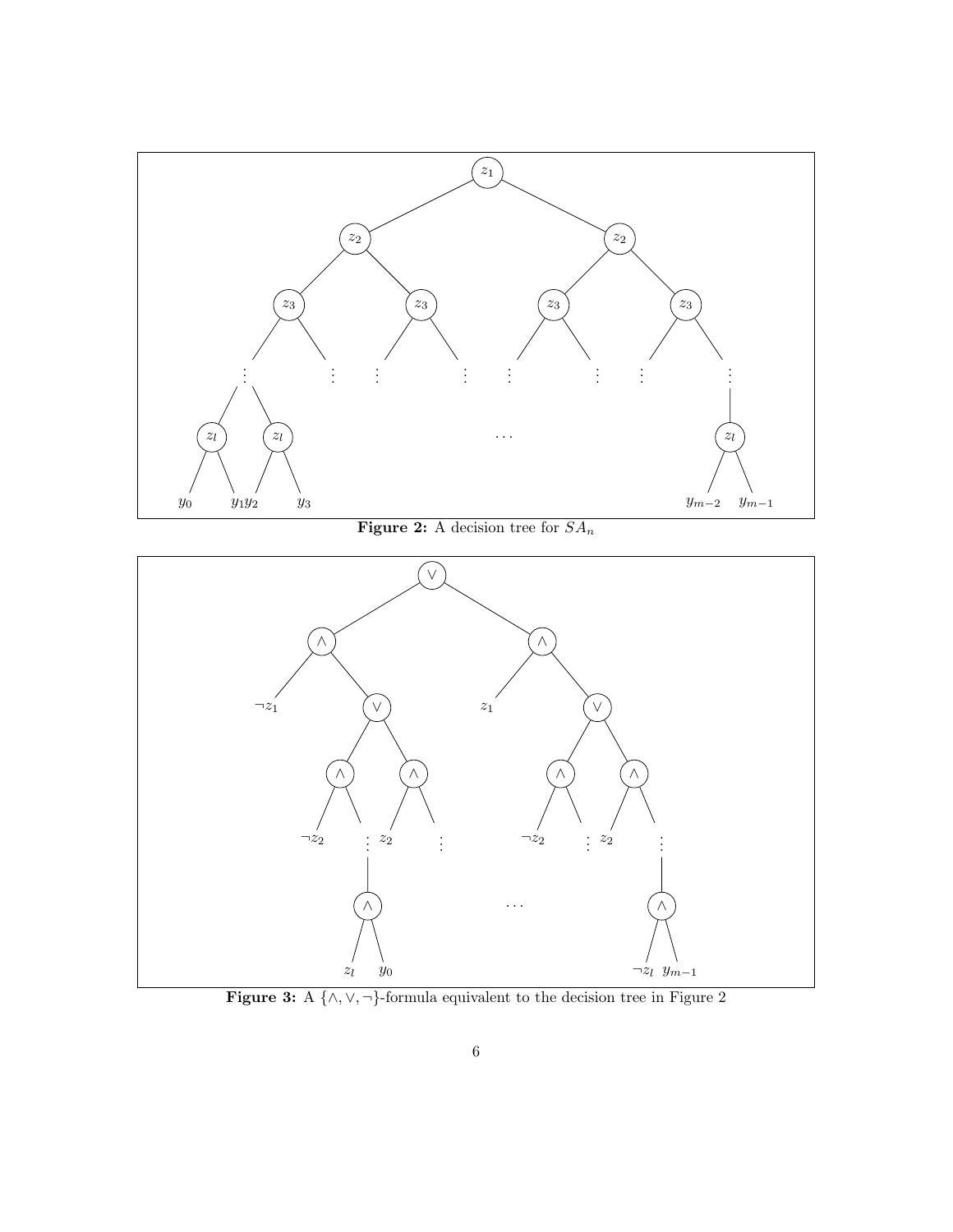**Figure 2:** A decision tree for $SA_n$

**Figure 3:** A $\{\wedge, \vee, \neg\}$-formula equivalent to the decision tree in Figure 2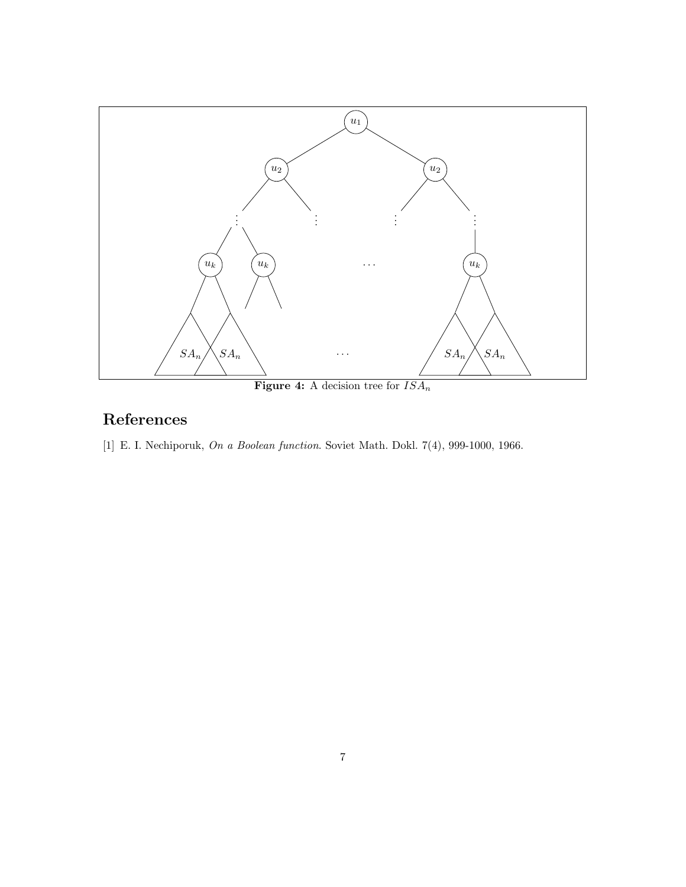Figure 4: A decision tree for $ISA_n$

## References

[1] E. I. Nechiporuk, *On a Boolean function*. Soviet Math. Dokl. 7(4), 999-1000, 1966.